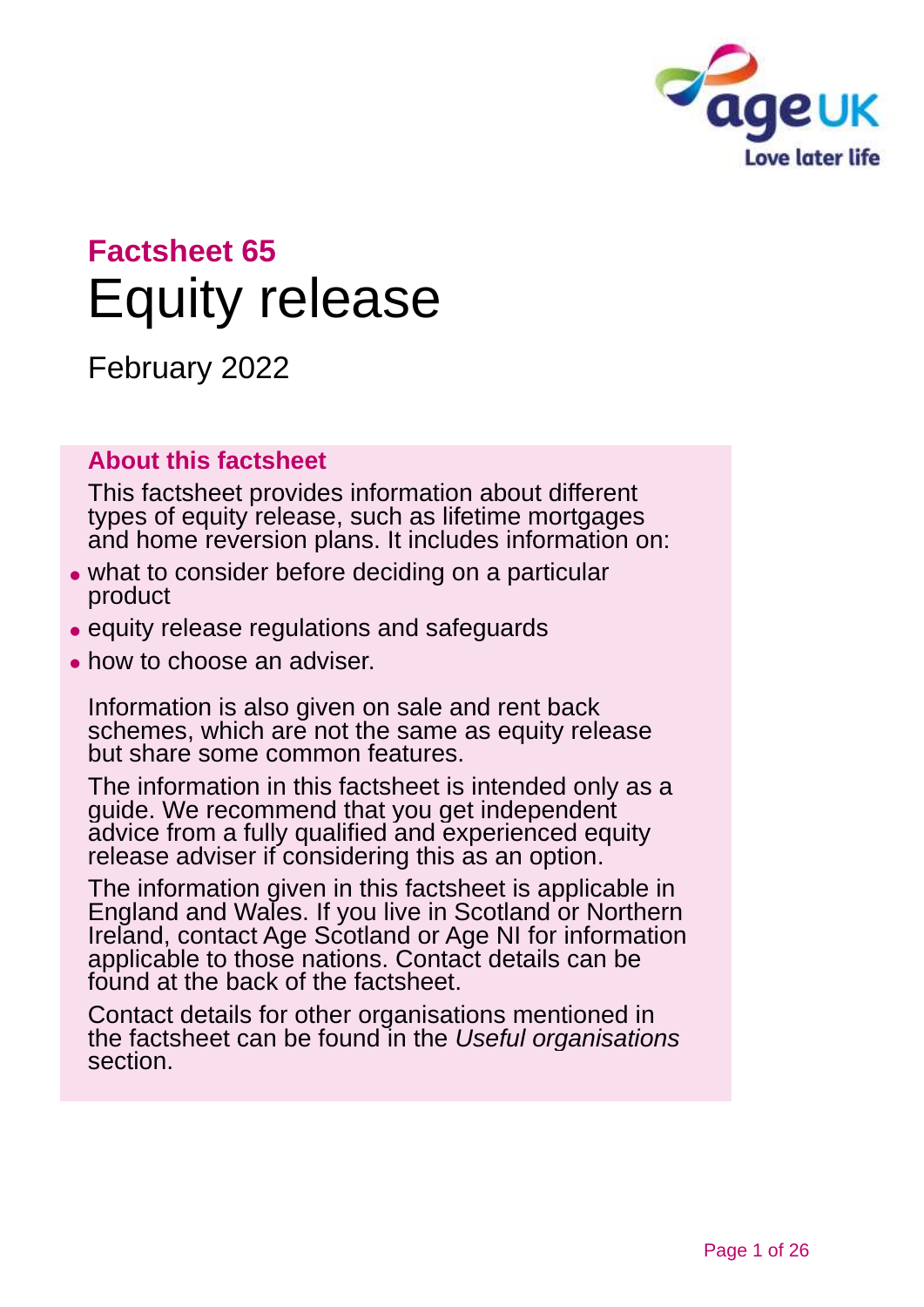# Factsheet 65

# Equity release

February 2022

## About this factsheet

This factsheet provides information about different types of equity release, such as lifetime mortgages and home reversion plans. It includes information on:

- what to consider before deciding on a particular product
- equity release regulations and safeguards
- how to choose an adviser.

Information is also given on sale and rent back schemes, which are not the same as equity release but share some common features.

The information in this factsheet is intended only as a guide. We recommend that you get independent advice from a fully qualified and experienced equity release adviser if considering this as an option.

The information given in this factsheet is applicable in England and Wales. If you live in Scotland or Northern Ireland, contact Age Scotland or Age NI for information applicable to those nations. Contact details can be found at the back of the factsheet.

Contact details for other organisations mentioned in the factsheet can be found in the *Useful organisations* section.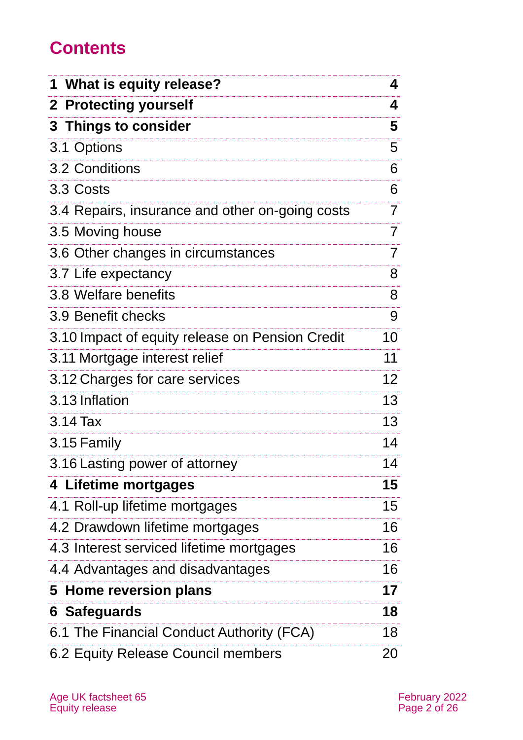## Contents

| | |
|---|---|
| **1 What is equity release?** | **4** |
| **2 Protecting yourself** | **4** |
| **3 Things to consider** | **5** |
| 3.1 Options | 5 |
| 3.2 Conditions | 6 |
| 3.3 Costs | 6 |
| 3.4 Repairs, insurance and other on-going costs | 7 |
| 3.5 Moving house | 7 |
| 3.6 Other changes in circumstances | 7 |
| 3.7 Life expectancy | 8 |
| 3.8 Welfare benefits | 8 |
| 3.9 Benefit checks | 9 |
| 3.10 Impact of equity release on Pension Credit | 10 |
| 3.11 Mortgage interest relief | 11 |
| 3.12 Charges for care services | 12 |
| 3.13 Inflation | 13 |
| 3.14 Tax | 13 |
| 3.15 Family | 14 |
| 3.16 Lasting power of attorney | 14 |
| **4 Lifetime mortgages** | **15** |
| 4.1 Roll-up lifetime mortgages | 15 |
| 4.2 Drawdown lifetime mortgages | 16 |
| 4.3 Interest serviced lifetime mortgages | 16 |
| 4.4 Advantages and disadvantages | 16 |
| **5 Home reversion plans** | **17** |
| **6 Safeguards** | **18** |
| 6.1 The Financial Conduct Authority (FCA) | 18 |
| 6.2 Equity Release Council members | 20 |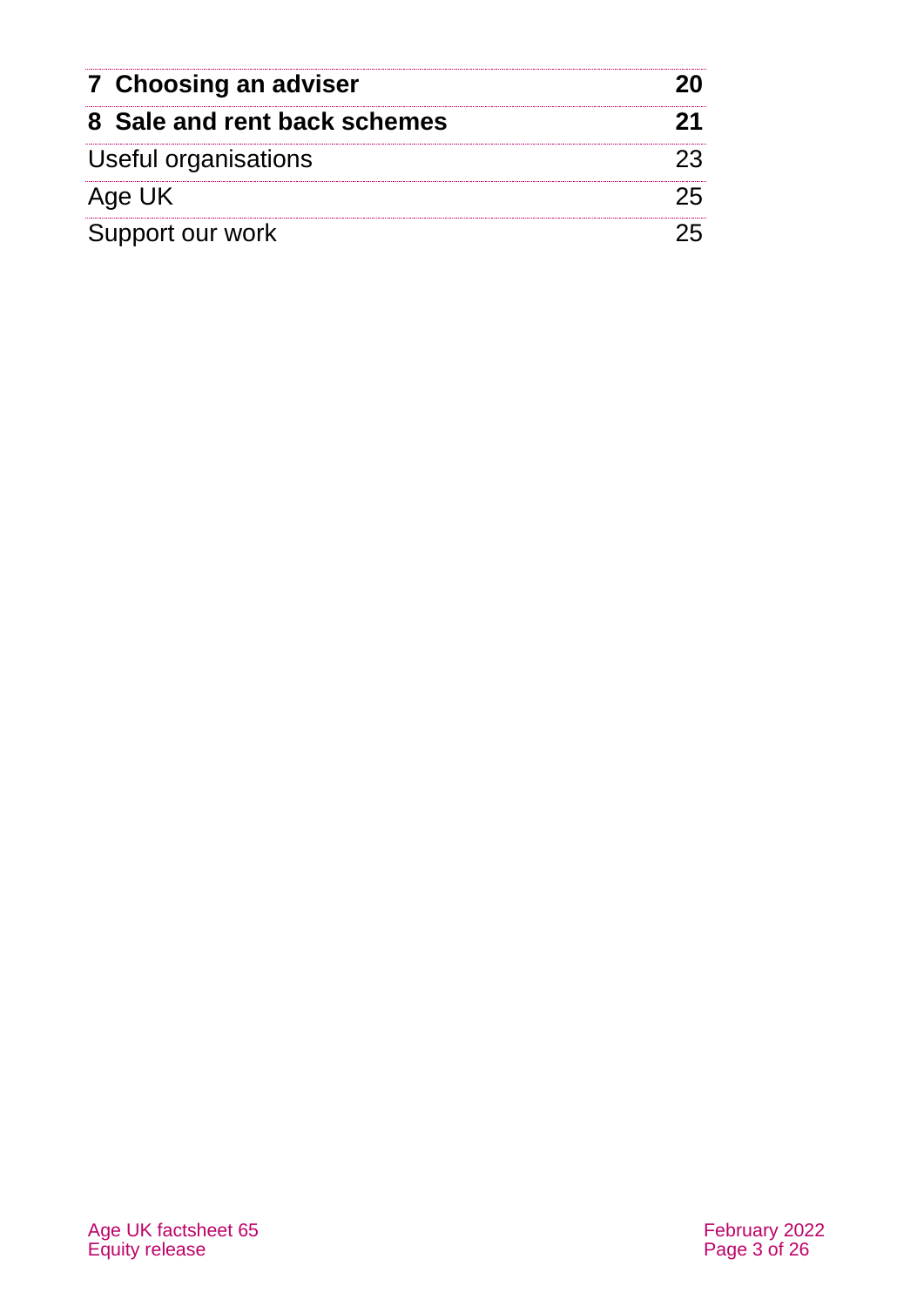| | |
|---|---|
| **7 Choosing an adviser** | **20** |
| **8 Sale and rent back schemes** | **21** |
| Useful organisations | 23 |
| Age UK | 25 |
| Support our work | 25 |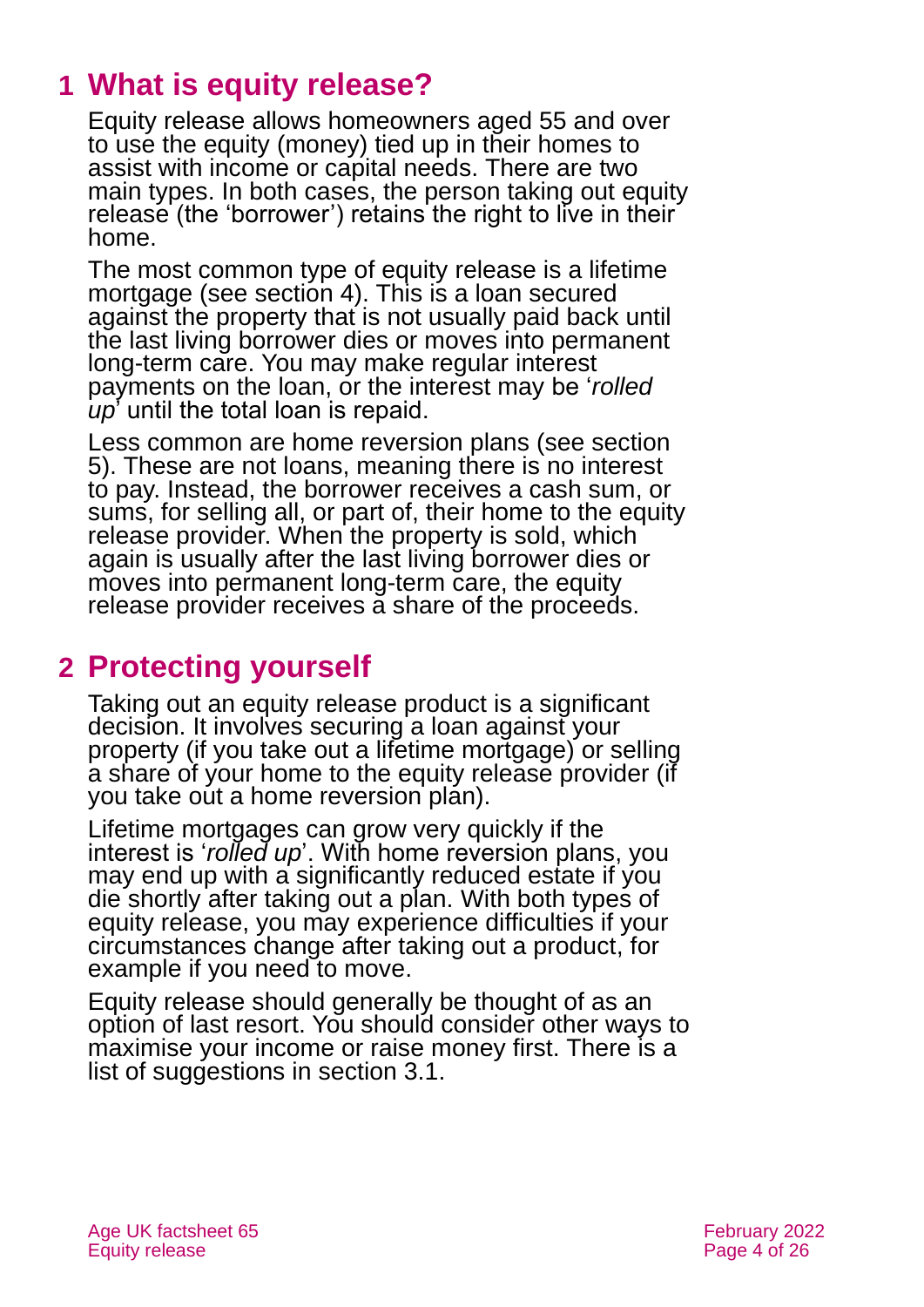# 1 What is equity release?

Equity release allows homeowners aged 55 and over to use the equity (money) tied up in their homes to assist with income or capital needs. There are two main types. In both cases, the person taking out equity release (the 'borrower') retains the right to live in their home.

The most common type of equity release is a lifetime mortgage (see section 4). This is a loan secured against the property that is not usually paid back until the last living borrower dies or moves into permanent long-term care. You may make regular interest payments on the loan, or the interest may be '*rolled up*' until the total loan is repaid.

Less common are home reversion plans (see section 5). These are not loans, meaning there is no interest to pay. Instead, the borrower receives a cash sum, or sums, for selling all, or part of, their home to the equity release provider. When the property is sold, which again is usually after the last living borrower dies or moves into permanent long-term care, the equity release provider receives a share of the proceeds.

# 2 Protecting yourself

Taking out an equity release product is a significant decision. It involves securing a loan against your property (if you take out a lifetime mortgage) or selling a share of your home to the equity release provider (if you take out a home reversion plan).

Lifetime mortgages can grow very quickly if the interest is '*rolled up*'. With home reversion plans, you may end up with a significantly reduced estate if you die shortly after taking out a plan. With both types of equity release, you may experience difficulties if your circumstances change after taking out a product, for example if you need to move.

Equity release should generally be thought of as an option of last resort. You should consider other ways to maximise your income or raise money first. There is a list of suggestions in section 3.1.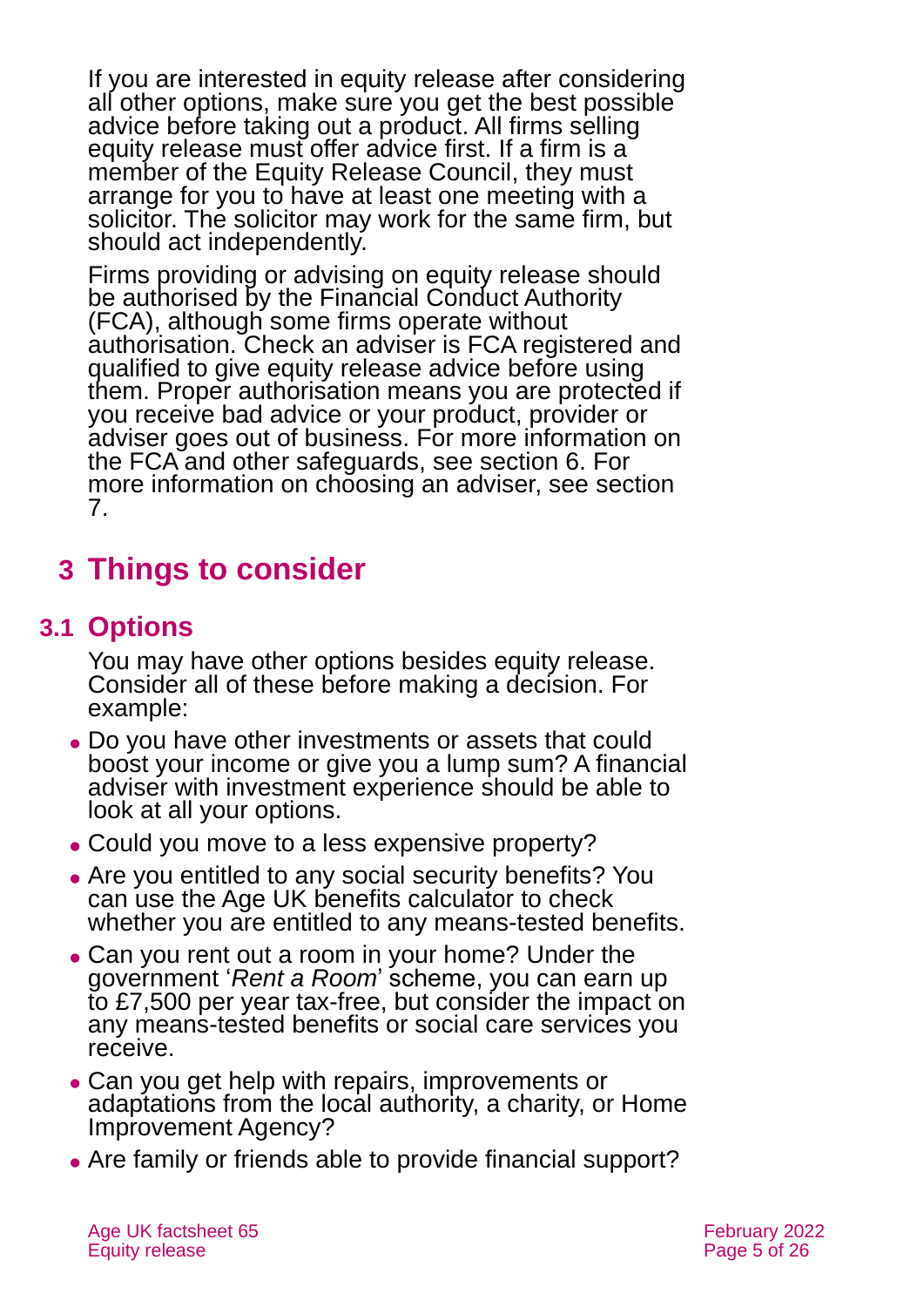If you are interested in equity release after considering all other options, make sure you get the best possible advice before taking out a product. All firms selling equity release must offer advice first. If a firm is a member of the Equity Release Council, they must arrange for you to have at least one meeting with a solicitor. The solicitor may work for the same firm, but should act independently.

Firms providing or advising on equity release should be authorised by the Financial Conduct Authority (FCA), although some firms operate without authorisation. Check an adviser is FCA registered and qualified to give equity release advice before using them. Proper authorisation means you are protected if you receive bad advice or your product, provider or adviser goes out of business. For more information on the FCA and other safeguards, see section 6. For more information on choosing an adviser, see section 7.

# 3 Things to consider

## 3.1 Options

You may have other options besides equity release. Consider all of these before making a decision. For example:

- Do you have other investments or assets that could boost your income or give you a lump sum? A financial adviser with investment experience should be able to look at all your options.
- Could you move to a less expensive property?
- Are you entitled to any social security benefits? You can use the Age UK benefits calculator to check whether you are entitled to any means-tested benefits.
- Can you rent out a room in your home? Under the government '*Rent a Room*' scheme, you can earn up to £7,500 per year tax-free, but consider the impact on any means-tested benefits or social care services you receive.
- Can you get help with repairs, improvements or adaptations from the local authority, a charity, or Home Improvement Agency?
- Are family or friends able to provide financial support?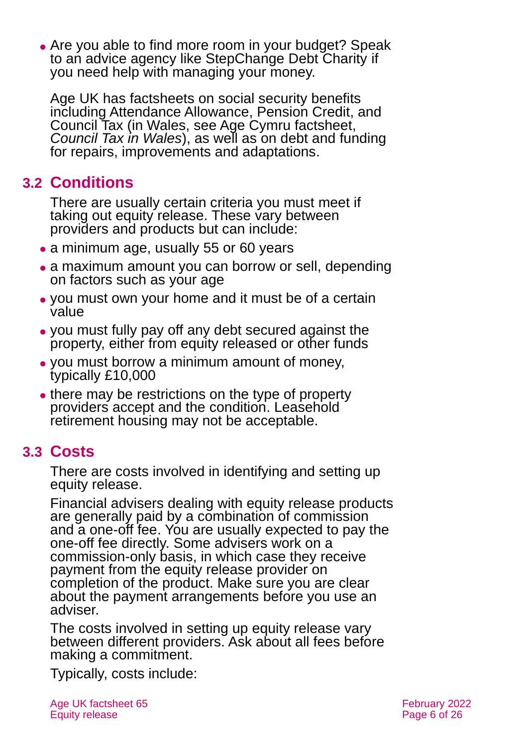- Are you able to find more room in your budget? Speak to an advice agency like StepChange Debt Charity if you need help with managing your money.

  Age UK has factsheets on social security benefits including Attendance Allowance, Pension Credit, and Council Tax (in Wales, see Age Cymru factsheet, *Council Tax in Wales*), as well as on debt and funding for repairs, improvements and adaptations.

## 3.2 Conditions

There are usually certain criteria you must meet if taking out equity release. These vary between providers and products but can include:

- a minimum age, usually 55 or 60 years
- a maximum amount you can borrow or sell, depending on factors such as your age
- you must own your home and it must be of a certain value
- you must fully pay off any debt secured against the property, either from equity released or other funds
- you must borrow a minimum amount of money, typically £10,000
- there may be restrictions on the type of property providers accept and the condition. Leasehold retirement housing may not be acceptable.

## 3.3 Costs

There are costs involved in identifying and setting up equity release.

Financial advisers dealing with equity release products are generally paid by a combination of commission and a one-off fee. You are usually expected to pay the one-off fee directly. Some advisers work on a commission-only basis, in which case they receive payment from the equity release provider on completion of the product. Make sure you are clear about the payment arrangements before you use an adviser.

The costs involved in setting up equity release vary between different providers. Ask about all fees before making a commitment.

Typically, costs include: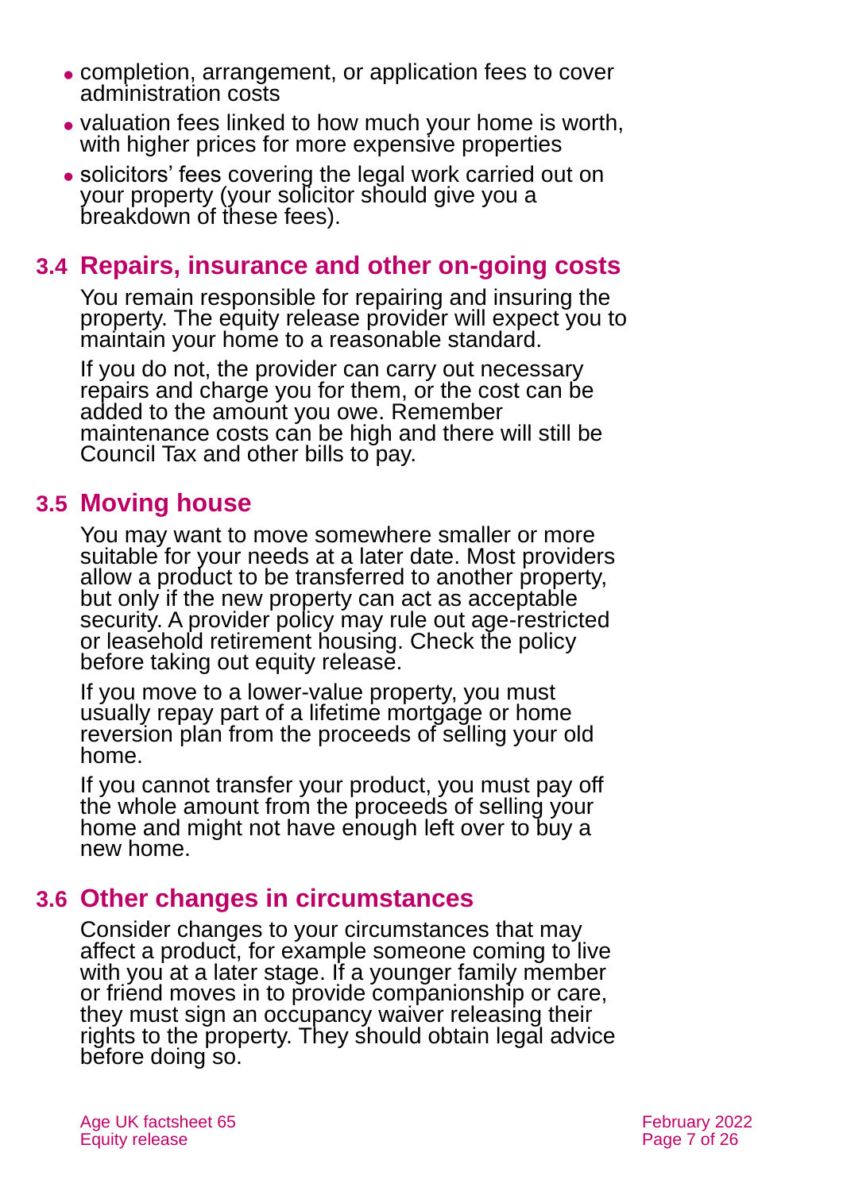- completion, arrangement, or application fees to cover administration costs
- valuation fees linked to how much your home is worth, with higher prices for more expensive properties
- solicitors' fees covering the legal work carried out on your property (your solicitor should give you a breakdown of these fees).

## 3.4 Repairs, insurance and other on-going costs

You remain responsible for repairing and insuring the property. The equity release provider will expect you to maintain your home to a reasonable standard.

If you do not, the provider can carry out necessary repairs and charge you for them, or the cost can be added to the amount you owe. Remember maintenance costs can be high and there will still be Council Tax and other bills to pay.

## 3.5 Moving house

You may want to move somewhere smaller or more suitable for your needs at a later date. Most providers allow a product to be transferred to another property, but only if the new property can act as acceptable security. A provider policy may rule out age-restricted or leasehold retirement housing. Check the policy before taking out equity release.

If you move to a lower-value property, you must usually repay part of a lifetime mortgage or home reversion plan from the proceeds of selling your old home.

If you cannot transfer your product, you must pay off the whole amount from the proceeds of selling your home and might not have enough left over to buy a new home.

## 3.6 Other changes in circumstances

Consider changes to your circumstances that may affect a product, for example someone coming to live with you at a later stage. If a younger family member or friend moves in to provide companionship or care, they must sign an occupancy waiver releasing their rights to the property. They should obtain legal advice before doing so.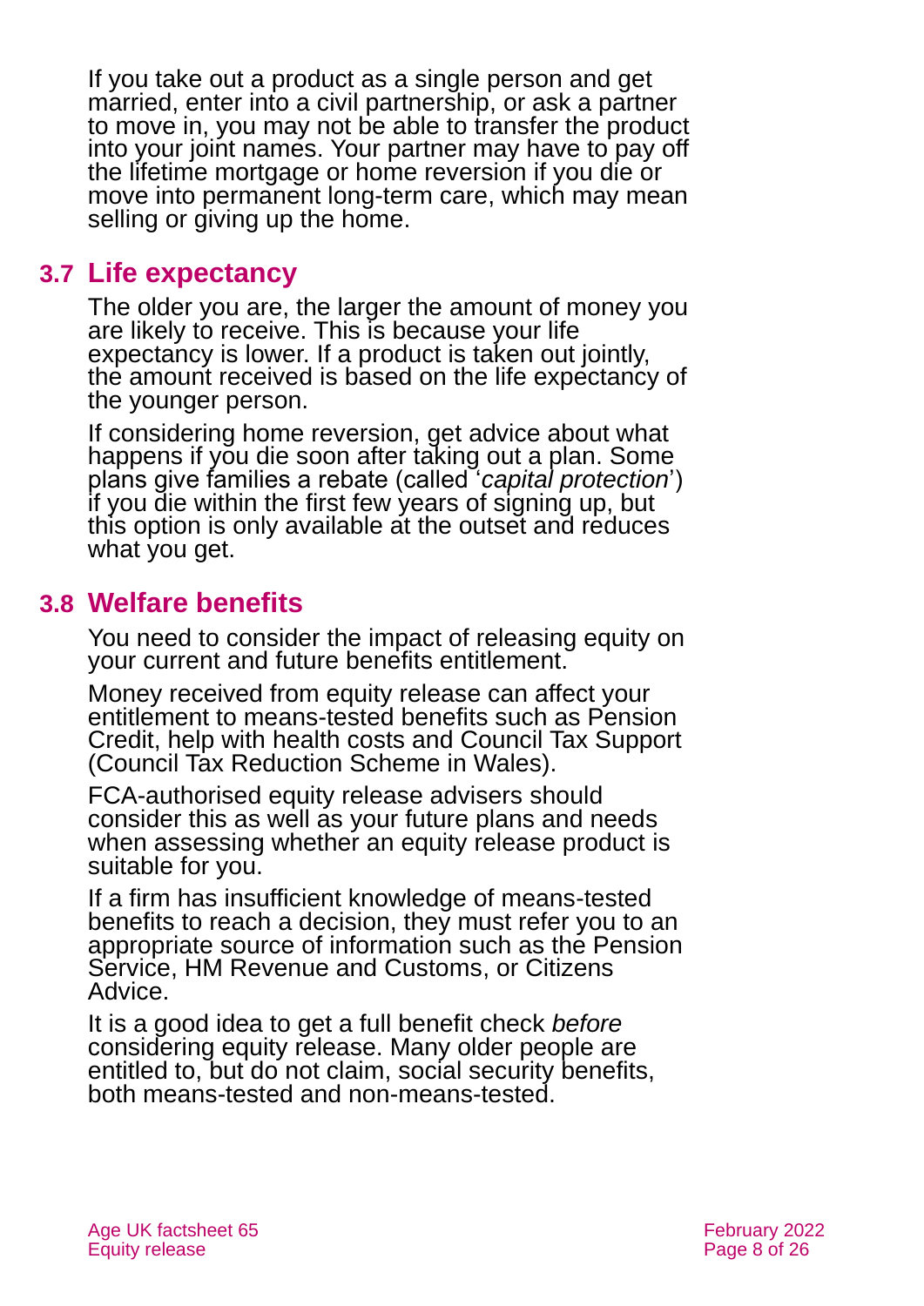If you take out a product as a single person and get married, enter into a civil partnership, or ask a partner to move in, you may not be able to transfer the product into your joint names. Your partner may have to pay off the lifetime mortgage or home reversion if you die or move into permanent long-term care, which may mean selling or giving up the home.

## 3.7 Life expectancy

The older you are, the larger the amount of money you are likely to receive. This is because your life expectancy is lower. If a product is taken out jointly, the amount received is based on the life expectancy of the younger person.

If considering home reversion, get advice about what happens if you die soon after taking out a plan. Some plans give families a rebate (called '*capital protection*') if you die within the first few years of signing up, but this option is only available at the outset and reduces what you get.

## 3.8 Welfare benefits

You need to consider the impact of releasing equity on your current and future benefits entitlement.

Money received from equity release can affect your entitlement to means-tested benefits such as Pension Credit, help with health costs and Council Tax Support (Council Tax Reduction Scheme in Wales).

FCA-authorised equity release advisers should consider this as well as your future plans and needs when assessing whether an equity release product is suitable for you.

If a firm has insufficient knowledge of means-tested benefits to reach a decision, they must refer you to an appropriate source of information such as the Pension Service, HM Revenue and Customs, or Citizens Advice.

It is a good idea to get a full benefit check *before* considering equity release. Many older people are entitled to, but do not claim, social security benefits, both means-tested and non-means-tested.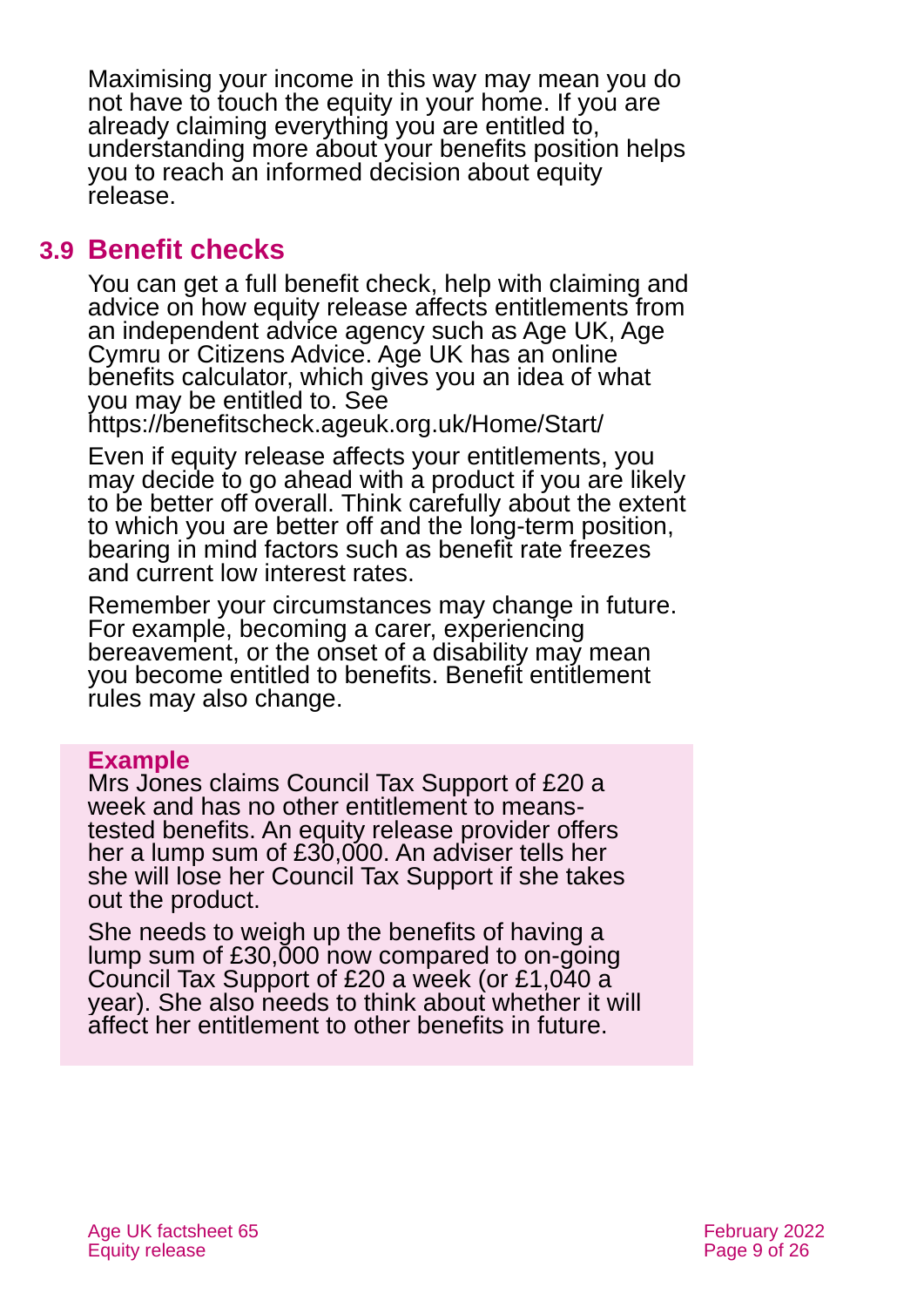Maximising your income in this way may mean you do not have to touch the equity in your home. If you are already claiming everything you are entitled to, understanding more about your benefits position helps you to reach an informed decision about equity release.

## 3.9 Benefit checks

You can get a full benefit check, help with claiming and advice on how equity release affects entitlements from an independent advice agency such as Age UK, Age Cymru or Citizens Advice. Age UK has an online benefits calculator, which gives you an idea of what you may be entitled to. See https://benefitscheck.ageuk.org.uk/Home/Start/

Even if equity release affects your entitlements, you may decide to go ahead with a product if you are likely to be better off overall. Think carefully about the extent to which you are better off and the long-term position, bearing in mind factors such as benefit rate freezes and current low interest rates.

Remember your circumstances may change in future. For example, becoming a carer, experiencing bereavement, or the onset of a disability may mean you become entitled to benefits. Benefit entitlement rules may also change.

**Example**

Mrs Jones claims Council Tax Support of £20 a week and has no other entitlement to means-tested benefits. An equity release provider offers her a lump sum of £30,000. An adviser tells her she will lose her Council Tax Support if she takes out the product.

She needs to weigh up the benefits of having a lump sum of £30,000 now compared to on-going Council Tax Support of £20 a week (or £1,040 a year). She also needs to think about whether it will affect her entitlement to other benefits in future.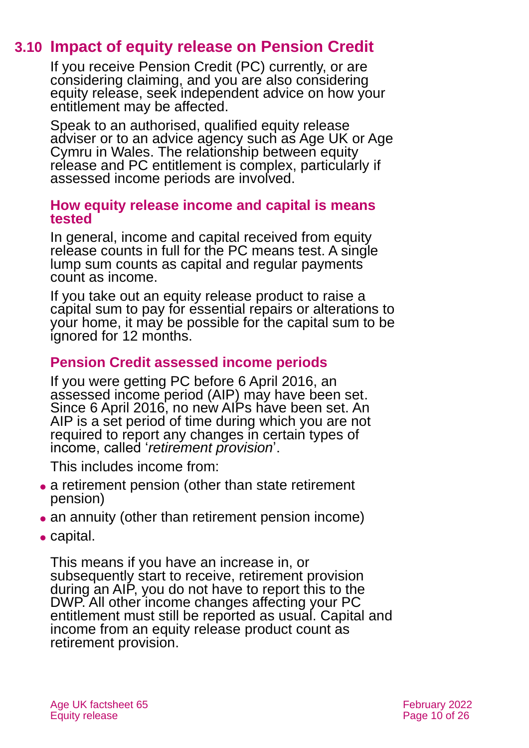## 3.10 Impact of equity release on Pension Credit

If you receive Pension Credit (PC) currently, or are considering claiming, and you are also considering equity release, seek independent advice on how your entitlement may be affected.

Speak to an authorised, qualified equity release adviser or to an advice agency such as Age UK or Age Cymru in Wales. The relationship between equity release and PC entitlement is complex, particularly if assessed income periods are involved.

### How equity release income and capital is means tested

In general, income and capital received from equity release counts in full for the PC means test. A single lump sum counts as capital and regular payments count as income.

If you take out an equity release product to raise a capital sum to pay for essential repairs or alterations to your home, it may be possible for the capital sum to be ignored for 12 months.

### Pension Credit assessed income periods

If you were getting PC before 6 April 2016, an assessed income period (AIP) may have been set. Since 6 April 2016, no new AIPs have been set. An AIP is a set period of time during which you are not required to report any changes in certain types of income, called '*retirement provision*'.

This includes income from:

- a retirement pension (other than state retirement pension)
- an annuity (other than retirement pension income)
- capital.

This means if you have an increase in, or subsequently start to receive, retirement provision during an AIP, you do not have to report this to the DWP. All other income changes affecting your PC entitlement must still be reported as usual. Capital and income from an equity release product count as retirement provision.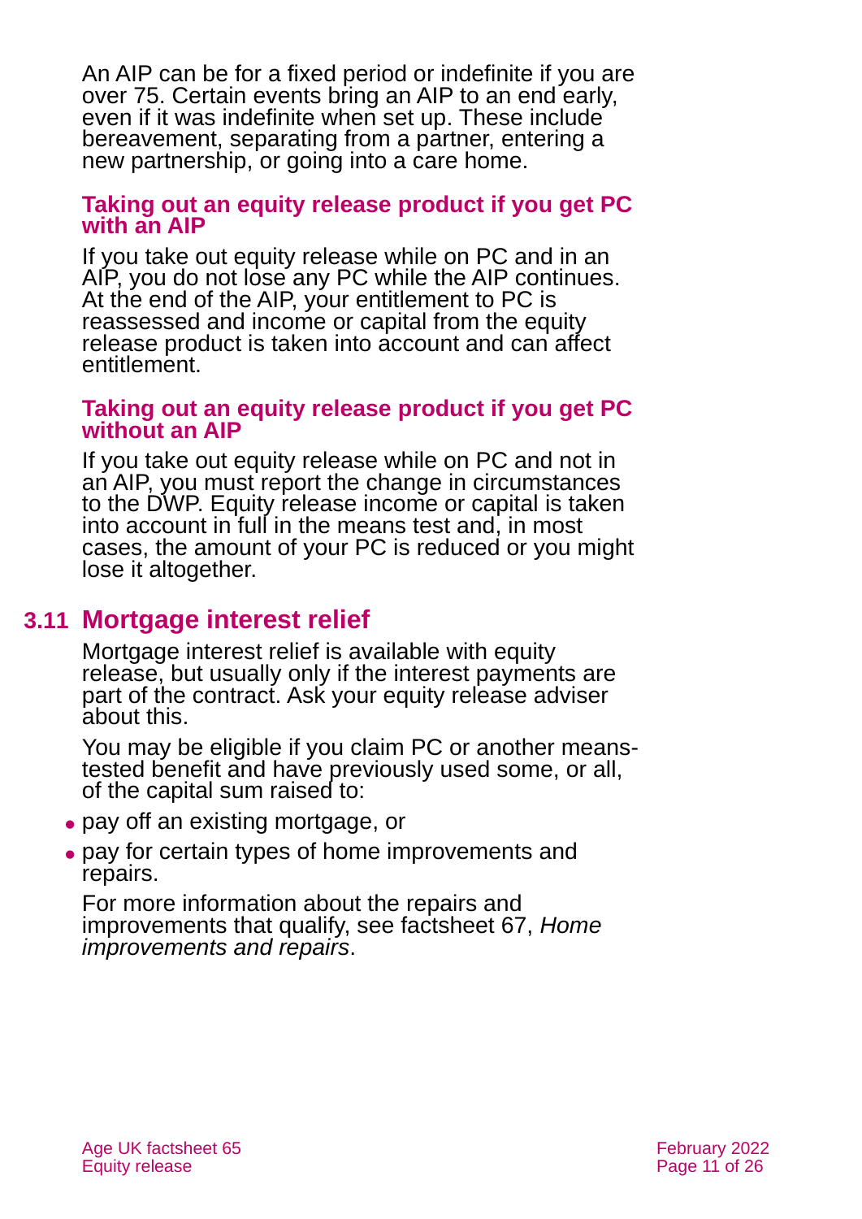An AIP can be for a fixed period or indefinite if you are over 75. Certain events bring an AIP to an end early, even if it was indefinite when set up. These include bereavement, separating from a partner, entering a new partnership, or going into a care home.

### Taking out an equity release product if you get PC with an AIP

If you take out equity release while on PC and in an AIP, you do not lose any PC while the AIP continues. At the end of the AIP, your entitlement to PC is reassessed and income or capital from the equity release product is taken into account and can affect entitlement.

### Taking out an equity release product if you get PC without an AIP

If you take out equity release while on PC and not in an AIP, you must report the change in circumstances to the DWP. Equity release income or capital is taken into account in full in the means test and, in most cases, the amount of your PC is reduced or you might lose it altogether.

## 3.11 Mortgage interest relief

Mortgage interest relief is available with equity release, but usually only if the interest payments are part of the contract. Ask your equity release adviser about this.

You may be eligible if you claim PC or another means-tested benefit and have previously used some, or all, of the capital sum raised to:

- pay off an existing mortgage, or
- pay for certain types of home improvements and repairs.

For more information about the repairs and improvements that qualify, see factsheet 67, *Home improvements and repairs*.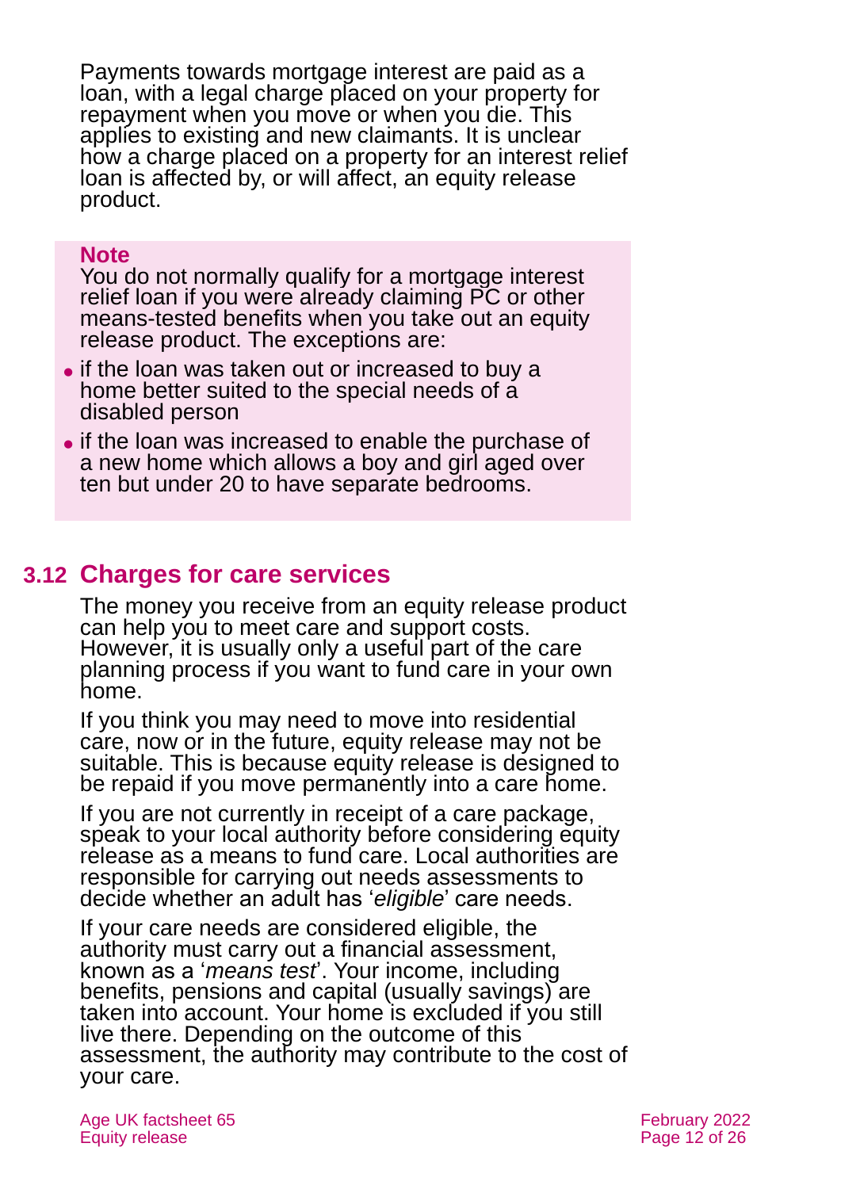Payments towards mortgage interest are paid as a loan, with a legal charge placed on your property for repayment when you move or when you die. This applies to existing and new claimants. It is unclear how a charge placed on a property for an interest relief loan is affected by, or will affect, an equity release product.

**Note**

You do not normally qualify for a mortgage interest relief loan if you were already claiming PC or other means-tested benefits when you take out an equity release product. The exceptions are:

- if the loan was taken out or increased to buy a home better suited to the special needs of a disabled person
- if the loan was increased to enable the purchase of a new home which allows a boy and girl aged over ten but under 20 to have separate bedrooms.

## 3.12 Charges for care services

The money you receive from an equity release product can help you to meet care and support costs. However, it is usually only a useful part of the care planning process if you want to fund care in your own home.

If you think you may need to move into residential care, now or in the future, equity release may not be suitable. This is because equity release is designed to be repaid if you move permanently into a care home.

If you are not currently in receipt of a care package, speak to your local authority before considering equity release as a means to fund care. Local authorities are responsible for carrying out needs assessments to decide whether an adult has '*eligible*' care needs.

If your care needs are considered eligible, the authority must carry out a financial assessment, known as a '*means test*'. Your income, including benefits, pensions and capital (usually savings) are taken into account. Your home is excluded if you still live there. Depending on the outcome of this assessment, the authority may contribute to the cost of your care.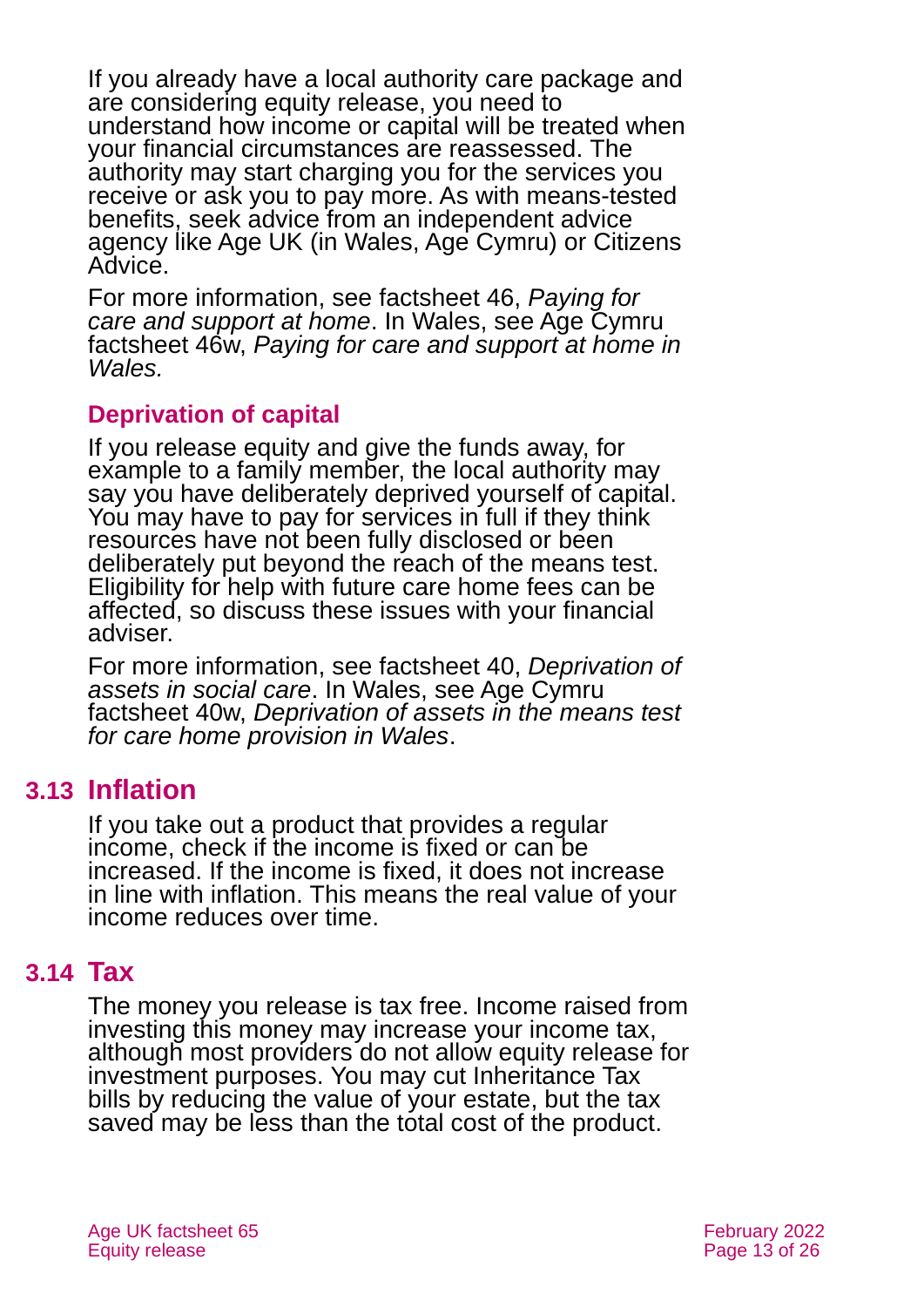If you already have a local authority care package and are considering equity release, you need to understand how income or capital will be treated when your financial circumstances are reassessed. The authority may start charging you for the services you receive or ask you to pay more. As with means-tested benefits, seek advice from an independent advice agency like Age UK (in Wales, Age Cymru) or Citizens Advice.

For more information, see factsheet 46, *Paying for care and support at home*. In Wales, see Age Cymru factsheet 46w, *Paying for care and support at home in Wales.*

### Deprivation of capital

If you release equity and give the funds away, for example to a family member, the local authority may say you have deliberately deprived yourself of capital. You may have to pay for services in full if they think resources have not been fully disclosed or been deliberately put beyond the reach of the means test. Eligibility for help with future care home fees can be affected, so discuss these issues with your financial adviser.

For more information, see factsheet 40, *Deprivation of assets in social care*. In Wales, see Age Cymru factsheet 40w, *Deprivation of assets in the means test for care home provision in Wales*.

## 3.13 Inflation

If you take out a product that provides a regular income, check if the income is fixed or can be increased. If the income is fixed, it does not increase in line with inflation. This means the real value of your income reduces over time.

## 3.14 Tax

The money you release is tax free. Income raised from investing this money may increase your income tax, although most providers do not allow equity release for investment purposes. You may cut Inheritance Tax bills by reducing the value of your estate, but the tax saved may be less than the total cost of the product.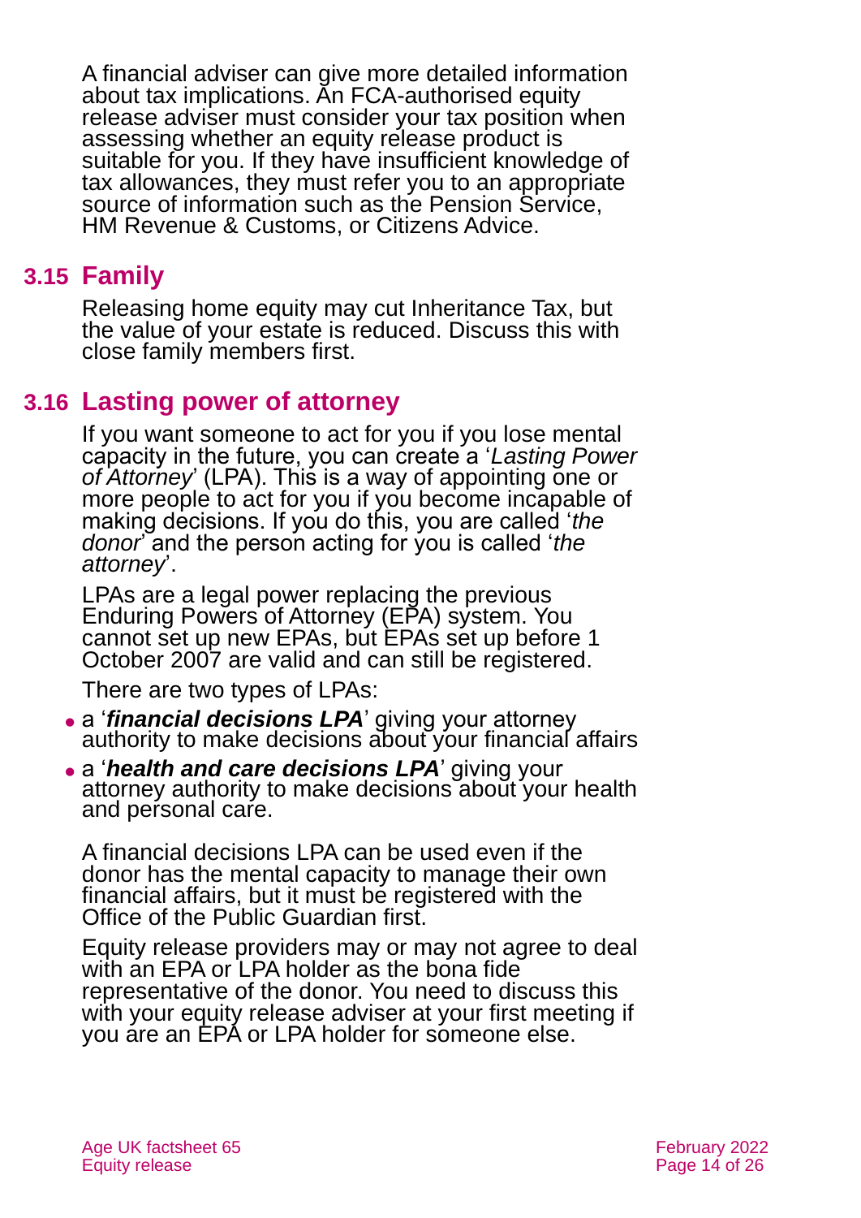A financial adviser can give more detailed information about tax implications. An FCA-authorised equity release adviser must consider your tax position when assessing whether an equity release product is suitable for you. If they have insufficient knowledge of tax allowances, they must refer you to an appropriate source of information such as the Pension Service, HM Revenue & Customs, or Citizens Advice.

## 3.15 Family

Releasing home equity may cut Inheritance Tax, but the value of your estate is reduced. Discuss this with close family members first.

## 3.16 Lasting power of attorney

If you want someone to act for you if you lose mental capacity in the future, you can create a '*Lasting Power of Attorney*' (LPA). This is a way of appointing one or more people to act for you if you become incapable of making decisions. If you do this, you are called '*the donor*' and the person acting for you is called '*the attorney*'.

LPAs are a legal power replacing the previous Enduring Powers of Attorney (EPA) system. You cannot set up new EPAs, but EPAs set up before 1 October 2007 are valid and can still be registered.

There are two types of LPAs:

- a '***financial decisions LPA***' giving your attorney authority to make decisions about your financial affairs
- a '***health and care decisions LPA***' giving your attorney authority to make decisions about your health and personal care.

A financial decisions LPA can be used even if the donor has the mental capacity to manage their own financial affairs, but it must be registered with the Office of the Public Guardian first.

Equity release providers may or may not agree to deal with an EPA or LPA holder as the bona fide representative of the donor. You need to discuss this with your equity release adviser at your first meeting if you are an EPA or LPA holder for someone else.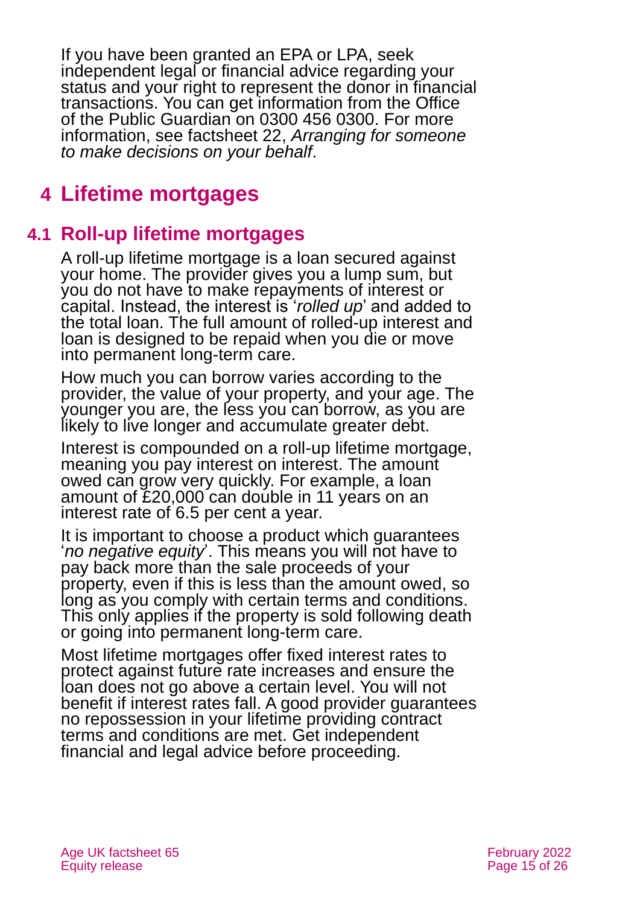If you have been granted an EPA or LPA, seek independent legal or financial advice regarding your status and your right to represent the donor in financial transactions. You can get information from the Office of the Public Guardian on 0300 456 0300. For more information, see factsheet 22, *Arranging for someone to make decisions on your behalf*.

# 4 Lifetime mortgages

## 4.1 Roll-up lifetime mortgages

A roll-up lifetime mortgage is a loan secured against your home. The provider gives you a lump sum, but you do not have to make repayments of interest or capital. Instead, the interest is '*rolled up*' and added to the total loan. The full amount of rolled-up interest and loan is designed to be repaid when you die or move into permanent long-term care.

How much you can borrow varies according to the provider, the value of your property, and your age. The younger you are, the less you can borrow, as you are likely to live longer and accumulate greater debt.

Interest is compounded on a roll-up lifetime mortgage, meaning you pay interest on interest. The amount owed can grow very quickly. For example, a loan amount of £20,000 can double in 11 years on an interest rate of 6.5 per cent a year.

It is important to choose a product which guarantees '*no negative equity*'. This means you will not have to pay back more than the sale proceeds of your property, even if this is less than the amount owed, so long as you comply with certain terms and conditions. This only applies if the property is sold following death or going into permanent long-term care.

Most lifetime mortgages offer fixed interest rates to protect against future rate increases and ensure the loan does not go above a certain level. You will not benefit if interest rates fall. A good provider guarantees no repossession in your lifetime providing contract terms and conditions are met. Get independent financial and legal advice before proceeding.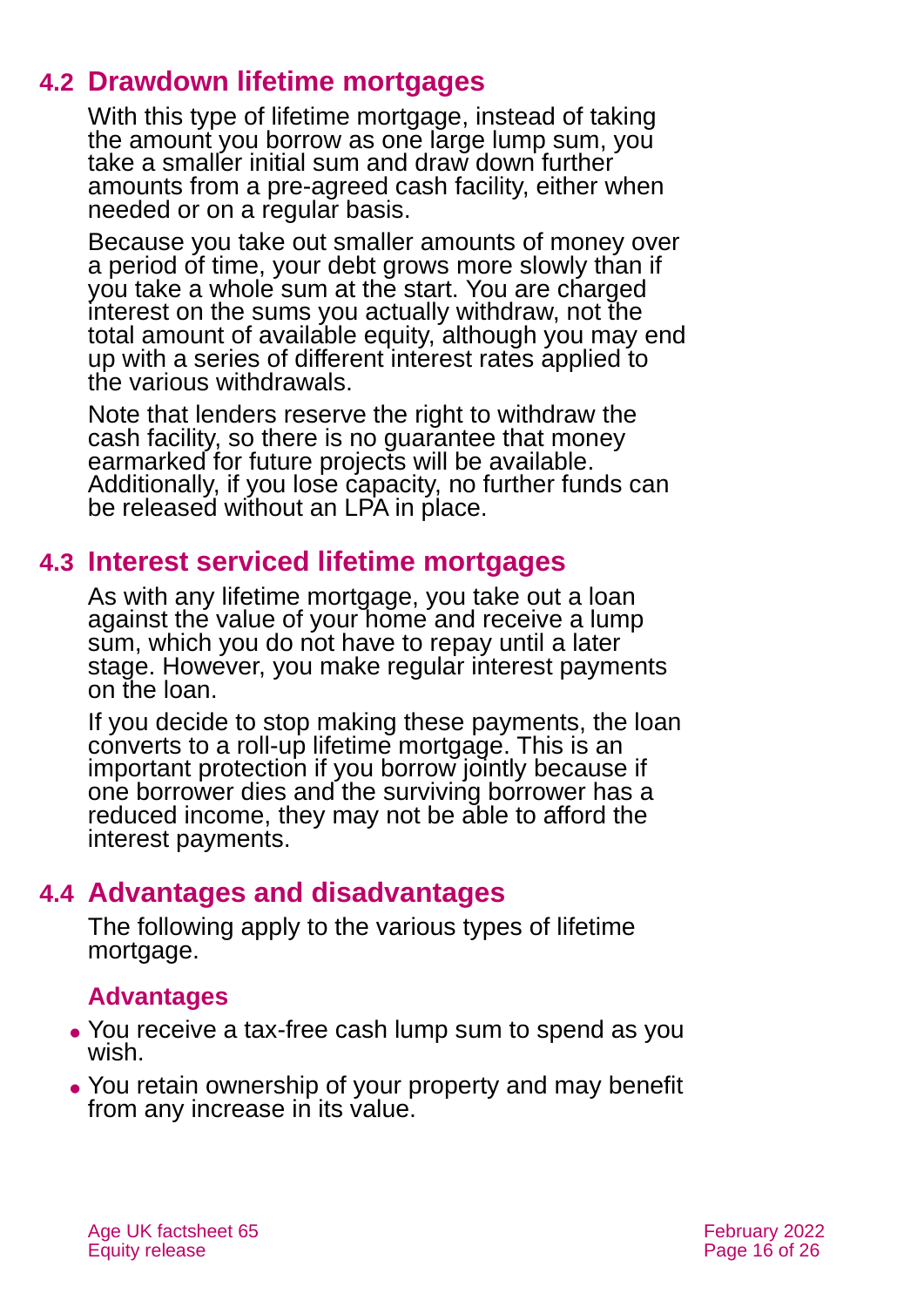## 4.2 Drawdown lifetime mortgages

With this type of lifetime mortgage, instead of taking the amount you borrow as one large lump sum, you take a smaller initial sum and draw down further amounts from a pre-agreed cash facility, either when needed or on a regular basis.

Because you take out smaller amounts of money over a period of time, your debt grows more slowly than if you take a whole sum at the start. You are charged interest on the sums you actually withdraw, not the total amount of available equity, although you may end up with a series of different interest rates applied to the various withdrawals.

Note that lenders reserve the right to withdraw the cash facility, so there is no guarantee that money earmarked for future projects will be available. Additionally, if you lose capacity, no further funds can be released without an LPA in place.

## 4.3 Interest serviced lifetime mortgages

As with any lifetime mortgage, you take out a loan against the value of your home and receive a lump sum, which you do not have to repay until a later stage. However, you make regular interest payments on the loan.

If you decide to stop making these payments, the loan converts to a roll-up lifetime mortgage. This is an important protection if you borrow jointly because if one borrower dies and the surviving borrower has a reduced income, they may not be able to afford the interest payments.

## 4.4 Advantages and disadvantages

The following apply to the various types of lifetime mortgage.

### Advantages

- You receive a tax-free cash lump sum to spend as you wish.
- You retain ownership of your property and may benefit from any increase in its value.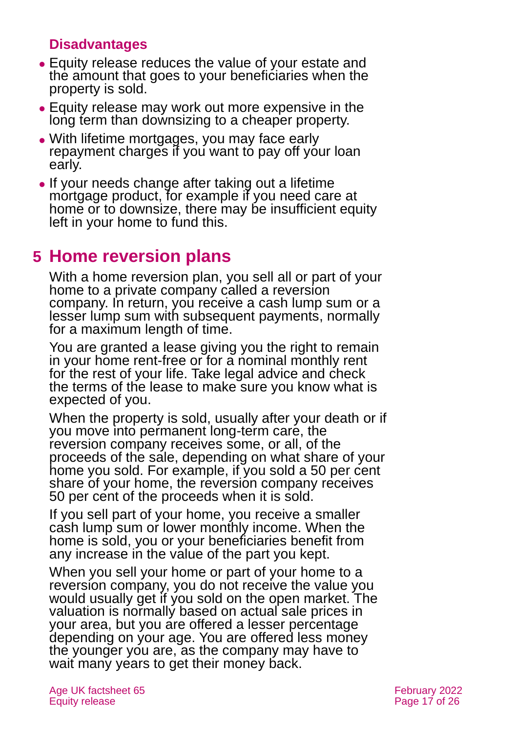### Disadvantages

- Equity release reduces the value of your estate and the amount that goes to your beneficiaries when the property is sold.
- Equity release may work out more expensive in the long term than downsizing to a cheaper property.
- With lifetime mortgages, you may face early repayment charges if you want to pay off your loan early.
- If your needs change after taking out a lifetime mortgage product, for example if you need care at home or to downsize, there may be insufficient equity left in your home to fund this.

## 5 Home reversion plans

With a home reversion plan, you sell all or part of your home to a private company called a reversion company. In return, you receive a cash lump sum or a lesser lump sum with subsequent payments, normally for a maximum length of time.

You are granted a lease giving you the right to remain in your home rent-free or for a nominal monthly rent for the rest of your life. Take legal advice and check the terms of the lease to make sure you know what is expected of you.

When the property is sold, usually after your death or if you move into permanent long-term care, the reversion company receives some, or all, of the proceeds of the sale, depending on what share of your home you sold. For example, if you sold a 50 per cent share of your home, the reversion company receives 50 per cent of the proceeds when it is sold.

If you sell part of your home, you receive a smaller cash lump sum or lower monthly income. When the home is sold, you or your beneficiaries benefit from any increase in the value of the part you kept.

When you sell your home or part of your home to a reversion company, you do not receive the value you would usually get if you sold on the open market. The valuation is normally based on actual sale prices in your area, but you are offered a lesser percentage depending on your age. You are offered less money the younger you are, as the company may have to wait many years to get their money back.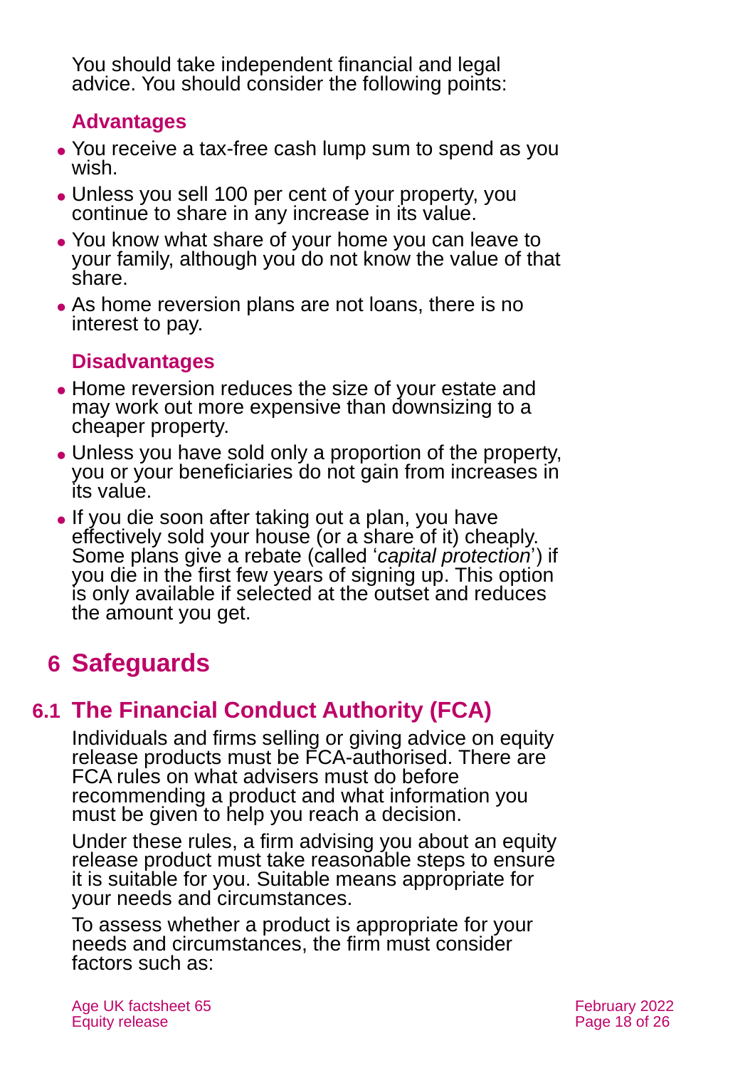You should take independent financial and legal advice. You should consider the following points:

### Advantages

- You receive a tax-free cash lump sum to spend as you wish.
- Unless you sell 100 per cent of your property, you continue to share in any increase in its value.
- You know what share of your home you can leave to your family, although you do not know the value of that share.
- As home reversion plans are not loans, there is no interest to pay.

### Disadvantages

- Home reversion reduces the size of your estate and may work out more expensive than downsizing to a cheaper property.
- Unless you have sold only a proportion of the property, you or your beneficiaries do not gain from increases in its value.
- If you die soon after taking out a plan, you have effectively sold your house (or a share of it) cheaply. Some plans give a rebate (called '*capital protection*') if you die in the first few years of signing up. This option is only available if selected at the outset and reduces the amount you get.

# 6 Safeguards

## 6.1 The Financial Conduct Authority (FCA)

Individuals and firms selling or giving advice on equity release products must be FCA-authorised. There are FCA rules on what advisers must do before recommending a product and what information you must be given to help you reach a decision.

Under these rules, a firm advising you about an equity release product must take reasonable steps to ensure it is suitable for you. Suitable means appropriate for your needs and circumstances.

To assess whether a product is appropriate for your needs and circumstances, the firm must consider factors such as: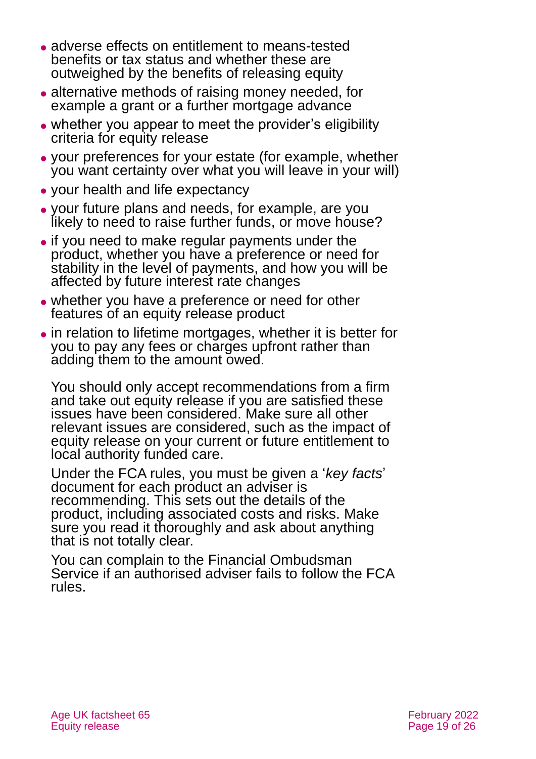- adverse effects on entitlement to means-tested benefits or tax status and whether these are outweighed by the benefits of releasing equity
- alternative methods of raising money needed, for example a grant or a further mortgage advance
- whether you appear to meet the provider's eligibility criteria for equity release
- your preferences for your estate (for example, whether you want certainty over what you will leave in your will)
- your health and life expectancy
- your future plans and needs, for example, are you likely to need to raise further funds, or move house?
- if you need to make regular payments under the product, whether you have a preference or need for stability in the level of payments, and how you will be affected by future interest rate changes
- whether you have a preference or need for other features of an equity release product
- in relation to lifetime mortgages, whether it is better for you to pay any fees or charges upfront rather than adding them to the amount owed.

You should only accept recommendations from a firm and take out equity release if you are satisfied these issues have been considered. Make sure all other relevant issues are considered, such as the impact of equity release on your current or future entitlement to local authority funded care.

Under the FCA rules, you must be given a '*key facts*' document for each product an adviser is recommending. This sets out the details of the product, including associated costs and risks. Make sure you read it thoroughly and ask about anything that is not totally clear.

You can complain to the Financial Ombudsman Service if an authorised adviser fails to follow the FCA rules.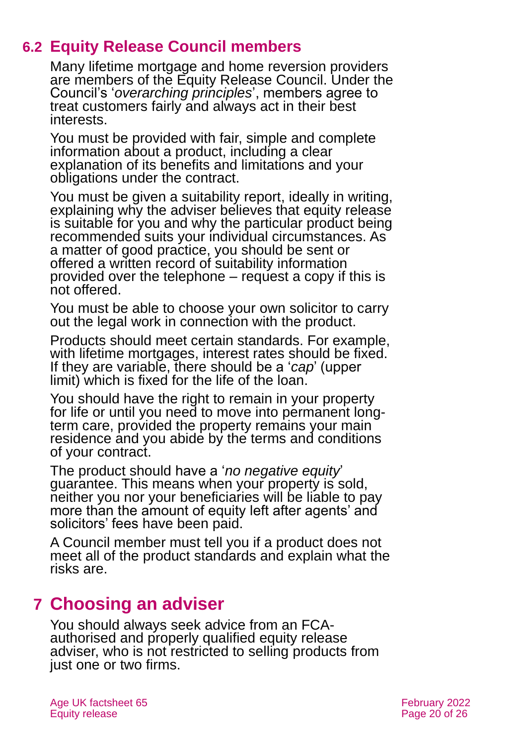## 6.2 Equity Release Council members

Many lifetime mortgage and home reversion providers are members of the Equity Release Council. Under the Council's '*overarching principles*', members agree to treat customers fairly and always act in their best interests.

You must be provided with fair, simple and complete information about a product, including a clear explanation of its benefits and limitations and your obligations under the contract.

You must be given a suitability report, ideally in writing, explaining why the adviser believes that equity release is suitable for you and why the particular product being recommended suits your individual circumstances. As a matter of good practice, you should be sent or offered a written record of suitability information provided over the telephone – request a copy if this is not offered.

You must be able to choose your own solicitor to carry out the legal work in connection with the product.

Products should meet certain standards. For example, with lifetime mortgages, interest rates should be fixed. If they are variable, there should be a '*cap*' (upper limit) which is fixed for the life of the loan.

You should have the right to remain in your property for life or until you need to move into permanent long-term care, provided the property remains your main residence and you abide by the terms and conditions of your contract.

The product should have a '*no negative equity*' guarantee. This means when your property is sold, neither you nor your beneficiaries will be liable to pay more than the amount of equity left after agents' and solicitors' fees have been paid.

A Council member must tell you if a product does not meet all of the product standards and explain what the risks are.

# 7 Choosing an adviser

You should always seek advice from an FCA-authorised and properly qualified equity release adviser, who is not restricted to selling products from just one or two firms.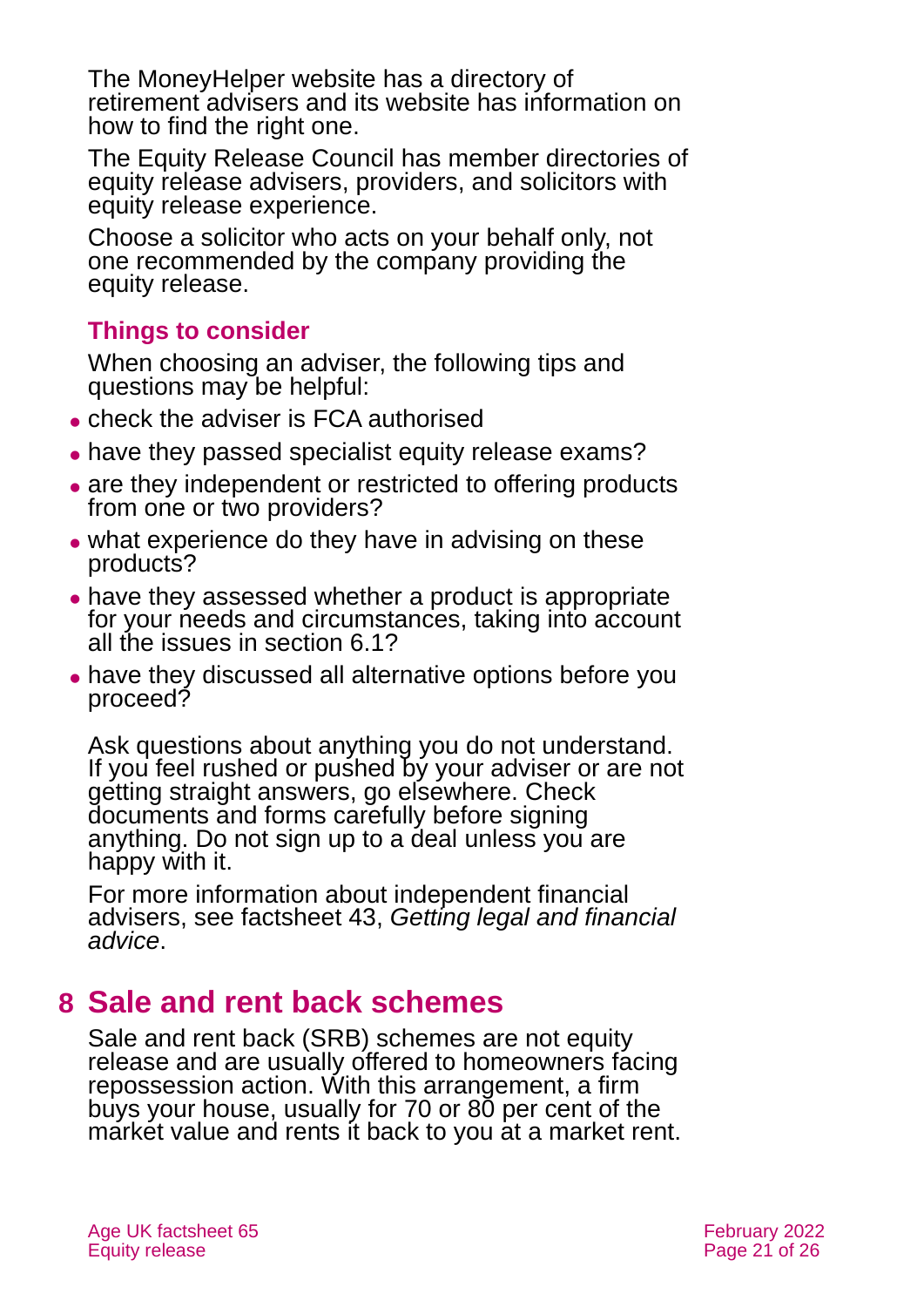The MoneyHelper website has a directory of retirement advisers and its website has information on how to find the right one.

The Equity Release Council has member directories of equity release advisers, providers, and solicitors with equity release experience.

Choose a solicitor who acts on your behalf only, not one recommended by the company providing the equity release.

### Things to consider

When choosing an adviser, the following tips and questions may be helpful:

- check the adviser is FCA authorised
- have they passed specialist equity release exams?
- are they independent or restricted to offering products from one or two providers?
- what experience do they have in advising on these products?
- have they assessed whether a product is appropriate for your needs and circumstances, taking into account all the issues in section 6.1?
- have they discussed all alternative options before you proceed?

Ask questions about anything you do not understand. If you feel rushed or pushed by your adviser or are not getting straight answers, go elsewhere. Check documents and forms carefully before signing anything. Do not sign up to a deal unless you are happy with it.

For more information about independent financial advisers, see factsheet 43, *Getting legal and financial advice*.

## 8 Sale and rent back schemes

Sale and rent back (SRB) schemes are not equity release and are usually offered to homeowners facing repossession action. With this arrangement, a firm buys your house, usually for 70 or 80 per cent of the market value and rents it back to you at a market rent.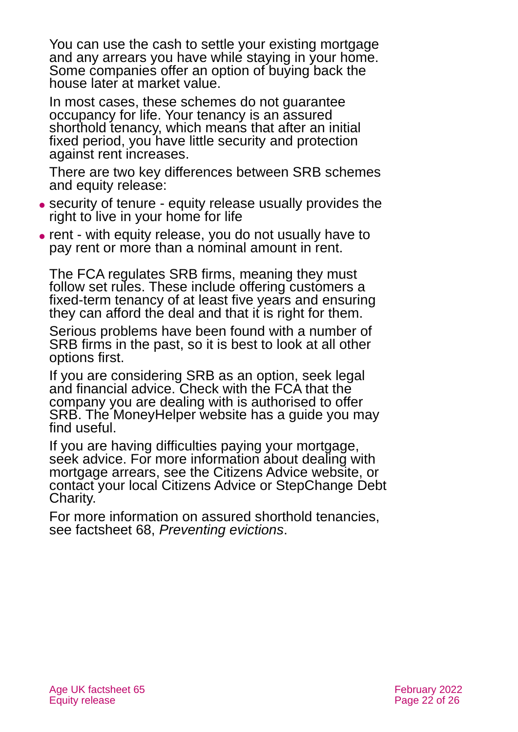You can use the cash to settle your existing mortgage and any arrears you have while staying in your home. Some companies offer an option of buying back the house later at market value.

In most cases, these schemes do not guarantee occupancy for life. Your tenancy is an assured shorthold tenancy, which means that after an initial fixed period, you have little security and protection against rent increases.

There are two key differences between SRB schemes and equity release:

- security of tenure - equity release usually provides the right to live in your home for life
- rent - with equity release, you do not usually have to pay rent or more than a nominal amount in rent.

The FCA regulates SRB firms, meaning they must follow set rules. These include offering customers a fixed-term tenancy of at least five years and ensuring they can afford the deal and that it is right for them.

Serious problems have been found with a number of SRB firms in the past, so it is best to look at all other options first.

If you are considering SRB as an option, seek legal and financial advice. Check with the FCA that the company you are dealing with is authorised to offer SRB. The MoneyHelper website has a guide you may find useful.

If you are having difficulties paying your mortgage, seek advice. For more information about dealing with mortgage arrears, see the Citizens Advice website, or contact your local Citizens Advice or StepChange Debt Charity.

For more information on assured shorthold tenancies, see factsheet 68, *Preventing evictions*.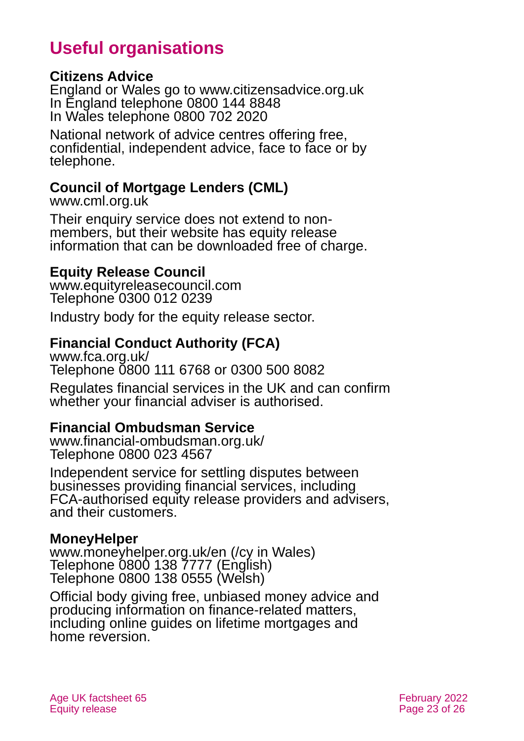# Useful organisations

**Citizens Advice**
England or Wales go to www.citizensadvice.org.uk
In England telephone 0800 144 8848
In Wales telephone 0800 702 2020

National network of advice centres offering free, confidential, independent advice, face to face or by telephone.

**Council of Mortgage Lenders (CML)**
www.cml.org.uk

Their enquiry service does not extend to non-members, but their website has equity release information that can be downloaded free of charge.

**Equity Release Council**
www.equityreleasecouncil.com
Telephone 0300 012 0239

Industry body for the equity release sector.

**Financial Conduct Authority (FCA)**
www.fca.org.uk/
Telephone 0800 111 6768 or 0300 500 8082

Regulates financial services in the UK and can confirm whether your financial adviser is authorised.

**Financial Ombudsman Service**
www.financial-ombudsman.org.uk/
Telephone 0800 023 4567

Independent service for settling disputes between businesses providing financial services, including FCA-authorised equity release providers and advisers, and their customers.

**MoneyHelper**
www.moneyhelper.org.uk/en (/cy in Wales)
Telephone 0800 138 7777 (English)
Telephone 0800 138 0555 (Welsh)

Official body giving free, unbiased money advice and producing information on finance-related matters, including online guides on lifetime mortgages and home reversion.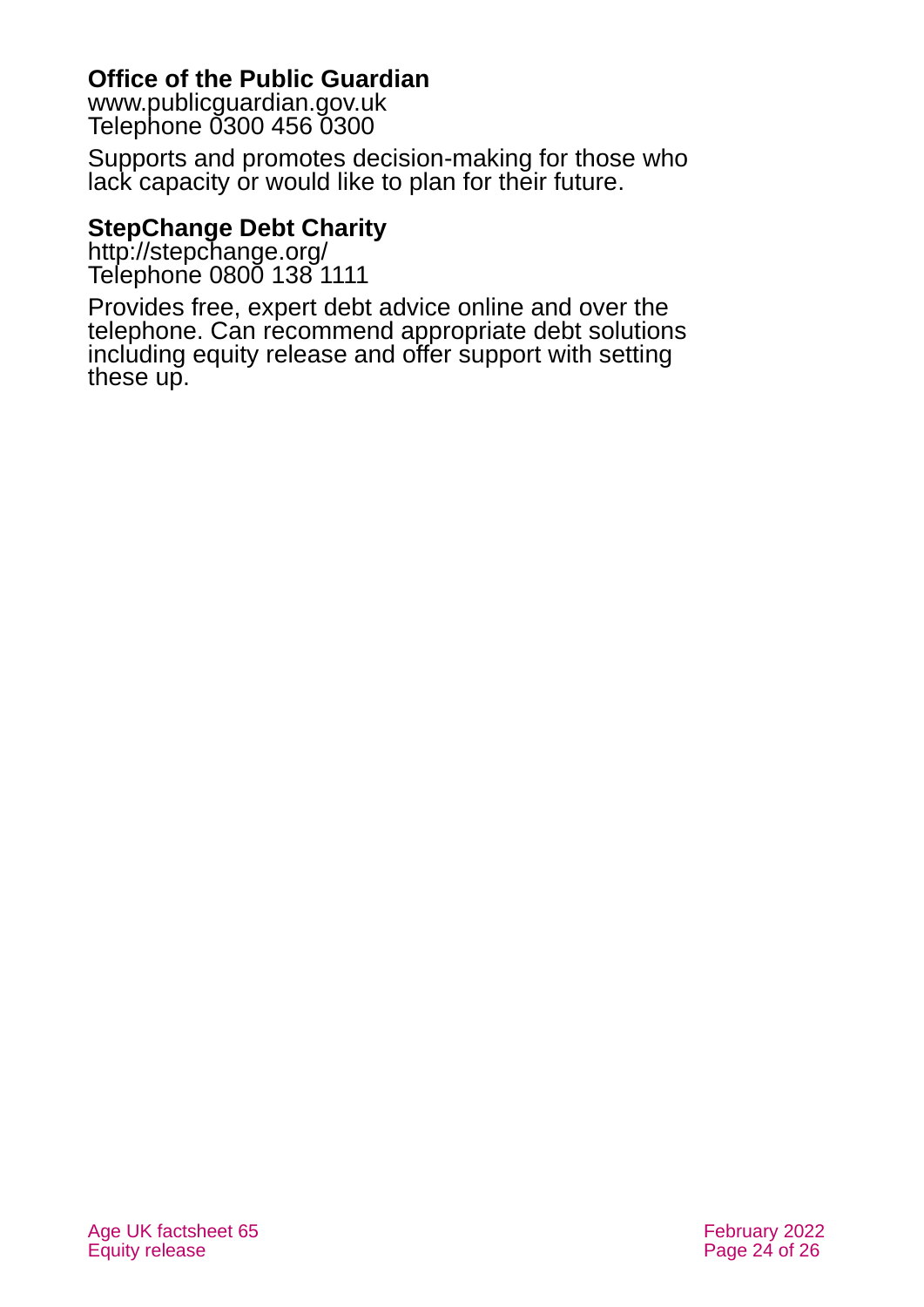**Office of the Public Guardian**
www.publicguardian.gov.uk
Telephone 0300 456 0300

Supports and promotes decision-making for those who lack capacity or would like to plan for their future.

**StepChange Debt Charity**
http://stepchange.org/
Telephone 0800 138 1111

Provides free, expert debt advice online and over the telephone. Can recommend appropriate debt solutions including equity release and offer support with setting these up.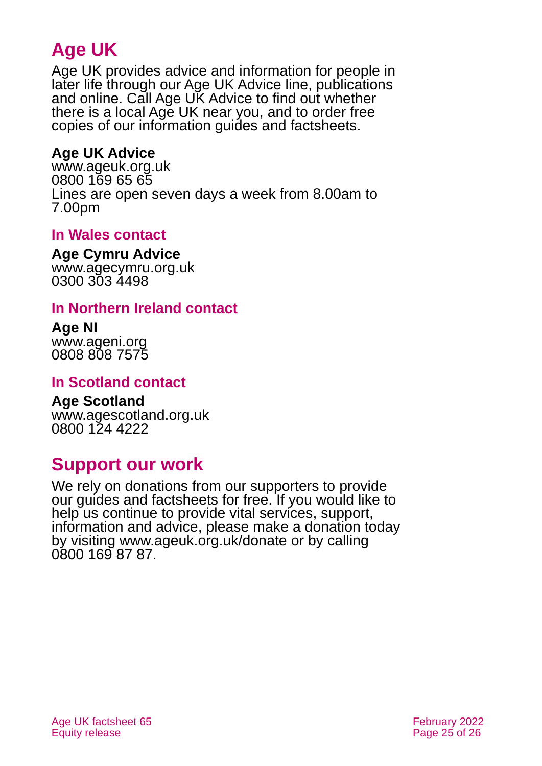## Age UK

Age UK provides advice and information for people in later life through our Age UK Advice line, publications and online. Call Age UK Advice to find out whether there is a local Age UK near you, and to order free copies of our information guides and factsheets.

**Age UK Advice**
www.ageuk.org.uk
0800 169 65 65
Lines are open seven days a week from 8.00am to 7.00pm

### In Wales contact

**Age Cymru Advice**
www.agecymru.org.uk
0300 303 4498

### In Northern Ireland contact

**Age NI**
www.ageni.org
0808 808 7575

### In Scotland contact

**Age Scotland**
www.agescotland.org.uk
0800 124 4222

## Support our work

We rely on donations from our supporters to provide our guides and factsheets for free. If you would like to help us continue to provide vital services, support, information and advice, please make a donation today by visiting www.ageuk.org.uk/donate or by calling 0800 169 87 87.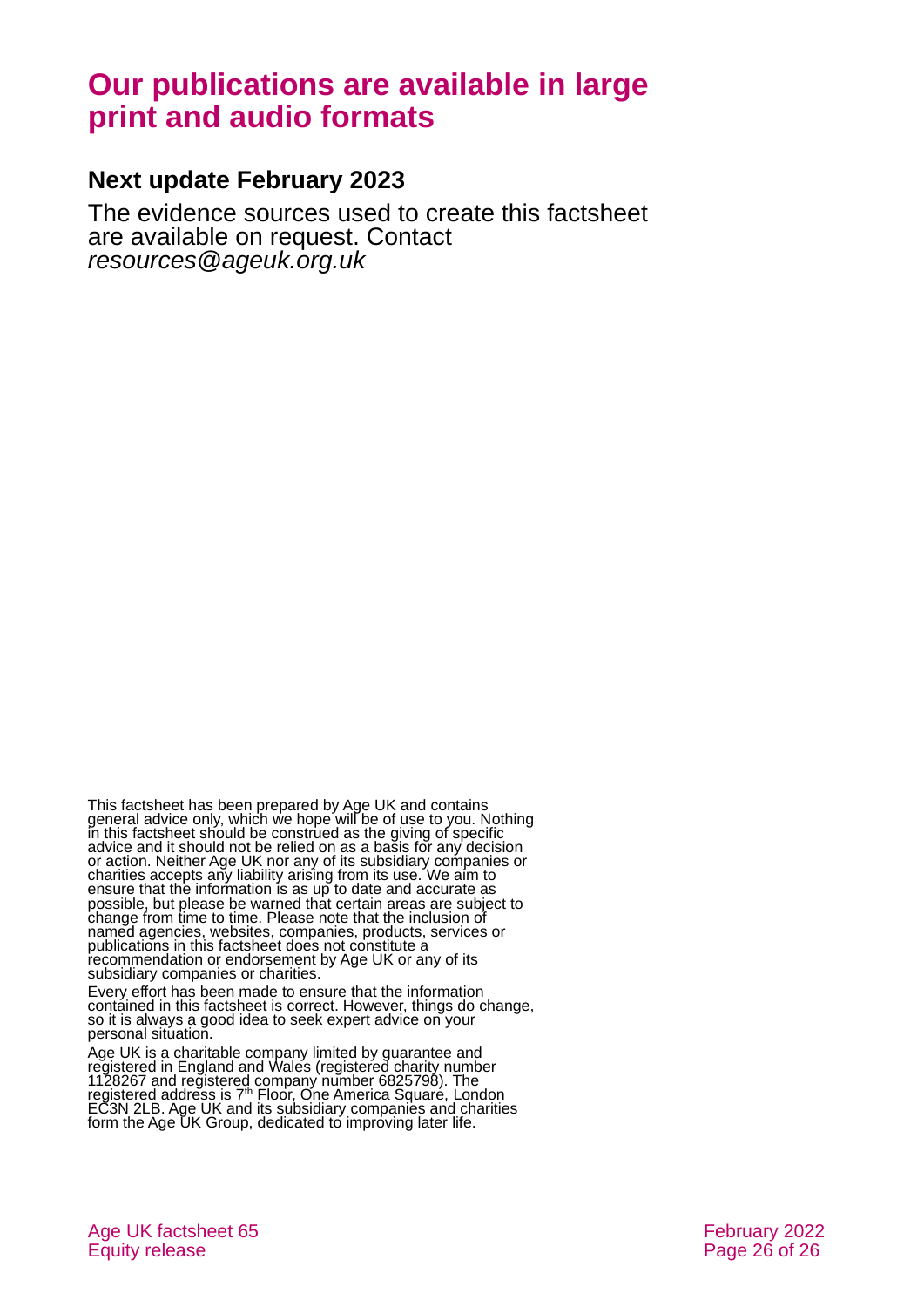# Our publications are available in large print and audio formats

## Next update February 2023

The evidence sources used to create this factsheet are available on request. Contact *resources@ageuk.org.uk*

This factsheet has been prepared by Age UK and contains general advice only, which we hope will be of use to you. Nothing in this factsheet should be construed as the giving of specific advice and it should not be relied on as a basis for any decision or action. Neither Age UK nor any of its subsidiary companies or charities accepts any liability arising from its use. We aim to ensure that the information is as up to date and accurate as possible, but please be warned that certain areas are subject to change from time to time. Please note that the inclusion of named agencies, websites, companies, products, services or publications in this factsheet does not constitute a recommendation or endorsement by Age UK or any of its subsidiary companies or charities.

Every effort has been made to ensure that the information contained in this factsheet is correct. However, things do change, so it is always a good idea to seek expert advice on your personal situation.

Age UK is a charitable company limited by guarantee and registered in England and Wales (registered charity number 1128267 and registered company number 6825798). The registered address is 7th Floor, One America Square, London EC3N 2LB. Age UK and its subsidiary companies and charities form the Age UK Group, dedicated to improving later life.